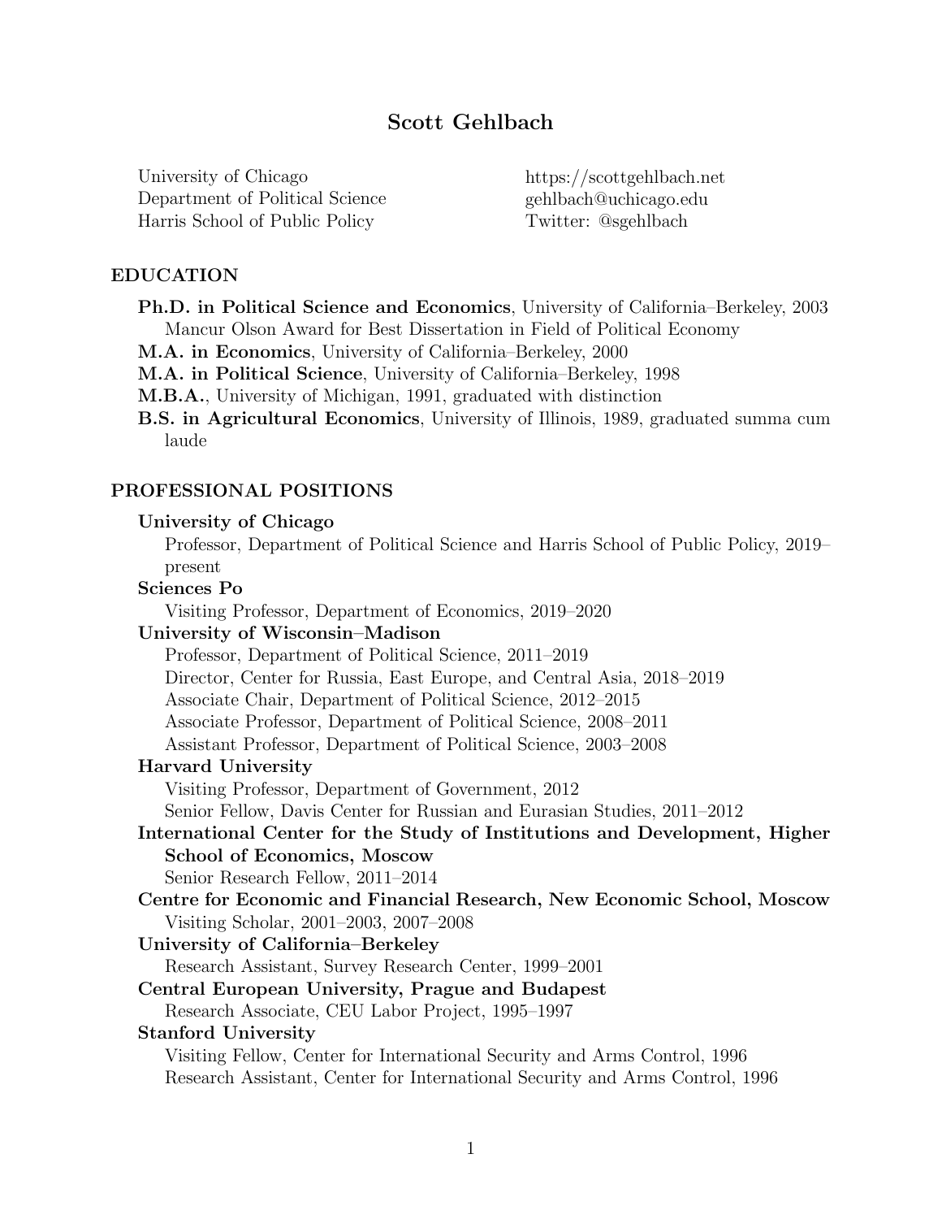# Scott Gehlbach

University of Chicago
Department of Political Science
Harris School of Public Policy

https://scottgehlbach.net
gehlbach@uchicago.edu
Twitter: @sgehlbach

## EDUCATION

**Ph.D. in Political Science and Economics**, University of California–Berkeley, 2003
Mancur Olson Award for Best Dissertation in Field of Political Economy

**M.A. in Economics**, University of California–Berkeley, 2000

**M.A. in Political Science**, University of California–Berkeley, 1998

**M.B.A.**, University of Michigan, 1991, graduated with distinction

**B.S. in Agricultural Economics**, University of Illinois, 1989, graduated summa cum laude

## PROFESSIONAL POSITIONS

**University of Chicago**
Professor, Department of Political Science and Harris School of Public Policy, 2019–present

**Sciences Po**
Visiting Professor, Department of Economics, 2019–2020

**University of Wisconsin–Madison**
Professor, Department of Political Science, 2011–2019
Director, Center for Russia, East Europe, and Central Asia, 2018–2019
Associate Chair, Department of Political Science, 2012–2015
Associate Professor, Department of Political Science, 2008–2011
Assistant Professor, Department of Political Science, 2003–2008

**Harvard University**
Visiting Professor, Department of Government, 2012
Senior Fellow, Davis Center for Russian and Eurasian Studies, 2011–2012

**International Center for the Study of Institutions and Development, Higher School of Economics, Moscow**
Senior Research Fellow, 2011–2014

**Centre for Economic and Financial Research, New Economic School, Moscow**
Visiting Scholar, 2001–2003, 2007–2008

**University of California–Berkeley**
Research Assistant, Survey Research Center, 1999–2001

**Central European University, Prague and Budapest**
Research Associate, CEU Labor Project, 1995–1997

**Stanford University**
Visiting Fellow, Center for International Security and Arms Control, 1996
Research Assistant, Center for International Security and Arms Control, 1996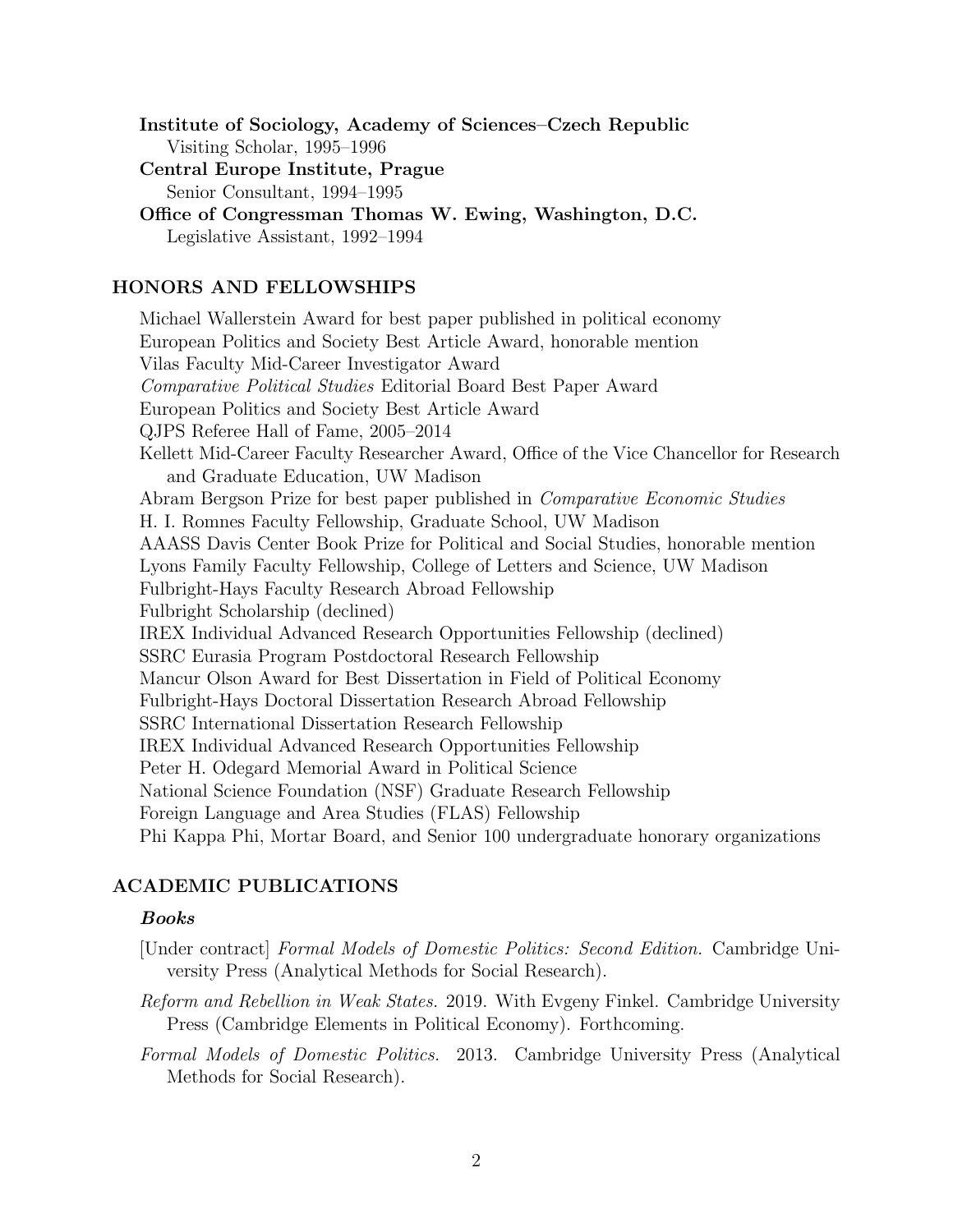**Institute of Sociology, Academy of Sciences–Czech Republic**
Visiting Scholar, 1995–1996

**Central Europe Institute, Prague**
Senior Consultant, 1994–1995

**Office of Congressman Thomas W. Ewing, Washington, D.C.**
Legislative Assistant, 1992–1994

## HONORS AND FELLOWSHIPS

Michael Wallerstein Award for best paper published in political economy
European Politics and Society Best Article Award, honorable mention
Vilas Faculty Mid-Career Investigator Award
*Comparative Political Studies* Editorial Board Best Paper Award
European Politics and Society Best Article Award
QJPS Referee Hall of Fame, 2005–2014
Kellett Mid-Career Faculty Researcher Award, Office of the Vice Chancellor for Research and Graduate Education, UW Madison
Abram Bergson Prize for best paper published in *Comparative Economic Studies*
H. I. Romnes Faculty Fellowship, Graduate School, UW Madison
AAASS Davis Center Book Prize for Political and Social Studies, honorable mention
Lyons Family Faculty Fellowship, College of Letters and Science, UW Madison
Fulbright-Hays Faculty Research Abroad Fellowship
Fulbright Scholarship (declined)
IREX Individual Advanced Research Opportunities Fellowship (declined)
SSRC Eurasia Program Postdoctoral Research Fellowship
Mancur Olson Award for Best Dissertation in Field of Political Economy
Fulbright-Hays Doctoral Dissertation Research Abroad Fellowship
SSRC International Dissertation Research Fellowship
IREX Individual Advanced Research Opportunities Fellowship
Peter H. Odegard Memorial Award in Political Science
National Science Foundation (NSF) Graduate Research Fellowship
Foreign Language and Area Studies (FLAS) Fellowship
Phi Kappa Phi, Mortar Board, and Senior 100 undergraduate honorary organizations

## ACADEMIC PUBLICATIONS

### *Books*

[Under contract] *Formal Models of Domestic Politics: Second Edition.* Cambridge University Press (Analytical Methods for Social Research).

*Reform and Rebellion in Weak States.* 2019. With Evgeny Finkel. Cambridge University Press (Cambridge Elements in Political Economy). Forthcoming.

*Formal Models of Domestic Politics.* 2013. Cambridge University Press (Analytical Methods for Social Research).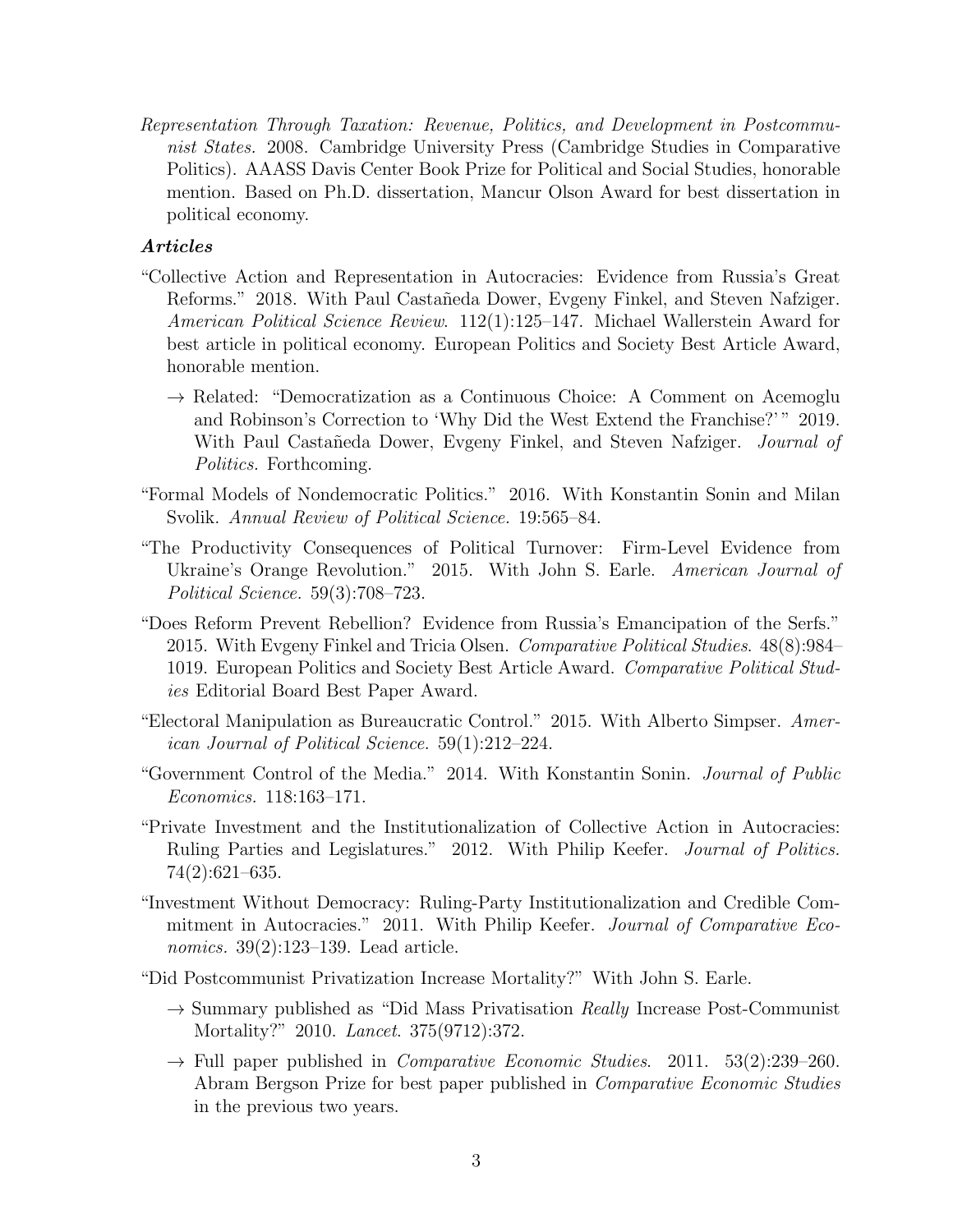*Representation Through Taxation: Revenue, Politics, and Development in Postcommunist States.* 2008. Cambridge University Press (Cambridge Studies in Comparative Politics). AAASS Davis Center Book Prize for Political and Social Studies, honorable mention. Based on Ph.D. dissertation, Mancur Olson Award for best dissertation in political economy.

### *Articles*

"Collective Action and Representation in Autocracies: Evidence from Russia's Great Reforms." 2018. With Paul Castañeda Dower, Evgeny Finkel, and Steven Nafziger. *American Political Science Review*. 112(1):125–147. Michael Wallerstein Award for best article in political economy. European Politics and Society Best Article Award, honorable mention.

→ Related: "Democratization as a Continuous Choice: A Comment on Acemoglu and Robinson's Correction to 'Why Did the West Extend the Franchise?'" 2019. With Paul Castañeda Dower, Evgeny Finkel, and Steven Nafziger. *Journal of Politics.* Forthcoming.

"Formal Models of Nondemocratic Politics." 2016. With Konstantin Sonin and Milan Svolik. *Annual Review of Political Science.* 19:565–84.

"The Productivity Consequences of Political Turnover: Firm-Level Evidence from Ukraine's Orange Revolution." 2015. With John S. Earle. *American Journal of Political Science.* 59(3):708–723.

"Does Reform Prevent Rebellion? Evidence from Russia's Emancipation of the Serfs." 2015. With Evgeny Finkel and Tricia Olsen. *Comparative Political Studies*. 48(8):984–1019. European Politics and Society Best Article Award. *Comparative Political Studies* Editorial Board Best Paper Award.

"Electoral Manipulation as Bureaucratic Control." 2015. With Alberto Simpser. *American Journal of Political Science.* 59(1):212–224.

"Government Control of the Media." 2014. With Konstantin Sonin. *Journal of Public Economics.* 118:163–171.

"Private Investment and the Institutionalization of Collective Action in Autocracies: Ruling Parties and Legislatures." 2012. With Philip Keefer. *Journal of Politics.* 74(2):621–635.

"Investment Without Democracy: Ruling-Party Institutionalization and Credible Commitment in Autocracies." 2011. With Philip Keefer. *Journal of Comparative Economics.* 39(2):123–139. Lead article.

"Did Postcommunist Privatization Increase Mortality?" With John S. Earle.

→ Summary published as "Did Mass Privatisation *Really* Increase Post-Communist Mortality?" 2010. *Lancet*. 375(9712):372.

→ Full paper published in *Comparative Economic Studies*. 2011. 53(2):239–260. Abram Bergson Prize for best paper published in *Comparative Economic Studies* in the previous two years.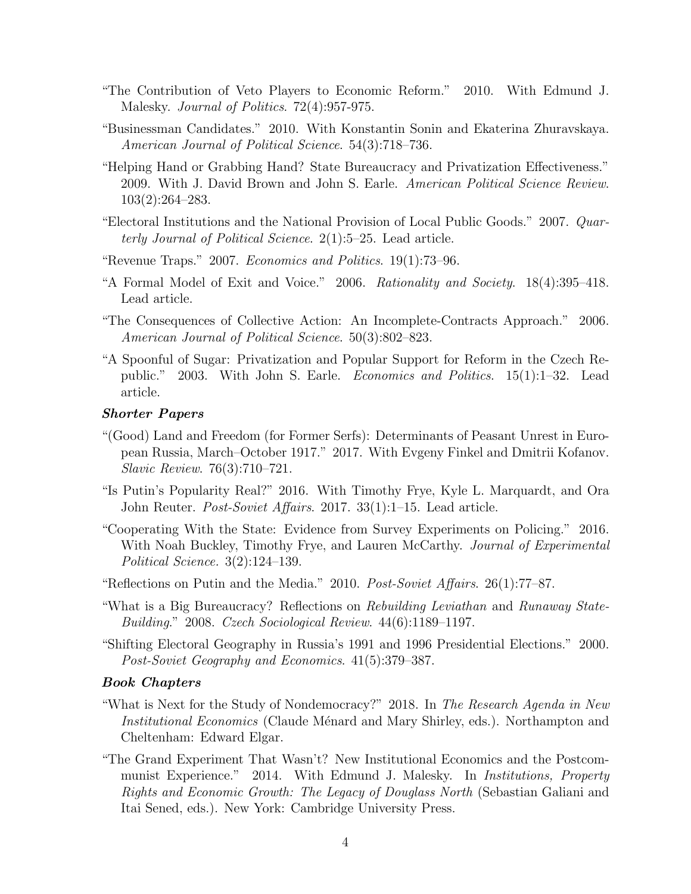"The Contribution of Veto Players to Economic Reform." 2010. With Edmund J. Malesky. *Journal of Politics*. 72(4):957-975.

"Businessman Candidates." 2010. With Konstantin Sonin and Ekaterina Zhuravskaya. *American Journal of Political Science*. 54(3):718–736.

"Helping Hand or Grabbing Hand? State Bureaucracy and Privatization Effectiveness." 2009. With J. David Brown and John S. Earle. *American Political Science Review*. 103(2):264–283.

"Electoral Institutions and the National Provision of Local Public Goods." 2007. *Quarterly Journal of Political Science*. 2(1):5–25. Lead article.

"Revenue Traps." 2007. *Economics and Politics*. 19(1):73–96.

"A Formal Model of Exit and Voice." 2006. *Rationality and Society*. 18(4):395–418. Lead article.

"The Consequences of Collective Action: An Incomplete-Contracts Approach." 2006. *American Journal of Political Science*. 50(3):802–823.

"A Spoonful of Sugar: Privatization and Popular Support for Reform in the Czech Republic." 2003. With John S. Earle. *Economics and Politics*. 15(1):1–32. Lead article.

### *Shorter Papers*

"(Good) Land and Freedom (for Former Serfs): Determinants of Peasant Unrest in European Russia, March–October 1917." 2017. With Evgeny Finkel and Dmitrii Kofanov. *Slavic Review*. 76(3):710–721.

"Is Putin's Popularity Real?" 2016. With Timothy Frye, Kyle L. Marquardt, and Ora John Reuter. *Post-Soviet Affairs*. 2017. 33(1):1–15. Lead article.

"Cooperating With the State: Evidence from Survey Experiments on Policing." 2016. With Noah Buckley, Timothy Frye, and Lauren McCarthy. *Journal of Experimental Political Science*. 3(2):124–139.

"Reflections on Putin and the Media." 2010. *Post-Soviet Affairs*. 26(1):77–87.

"What is a Big Bureaucracy? Reflections on *Rebuilding Leviathan* and *Runaway State-Building*." 2008. *Czech Sociological Review*. 44(6):1189–1197.

"Shifting Electoral Geography in Russia's 1991 and 1996 Presidential Elections." 2000. *Post-Soviet Geography and Economics*. 41(5):379–387.

### *Book Chapters*

"What is Next for the Study of Nondemocracy?" 2018. In *The Research Agenda in New Institutional Economics* (Claude Ménard and Mary Shirley, eds.). Northampton and Cheltenham: Edward Elgar.

"The Grand Experiment That Wasn't? New Institutional Economics and the Postcommunist Experience." 2014. With Edmund J. Malesky. In *Institutions, Property Rights and Economic Growth: The Legacy of Douglass North* (Sebastian Galiani and Itai Sened, eds.). New York: Cambridge University Press.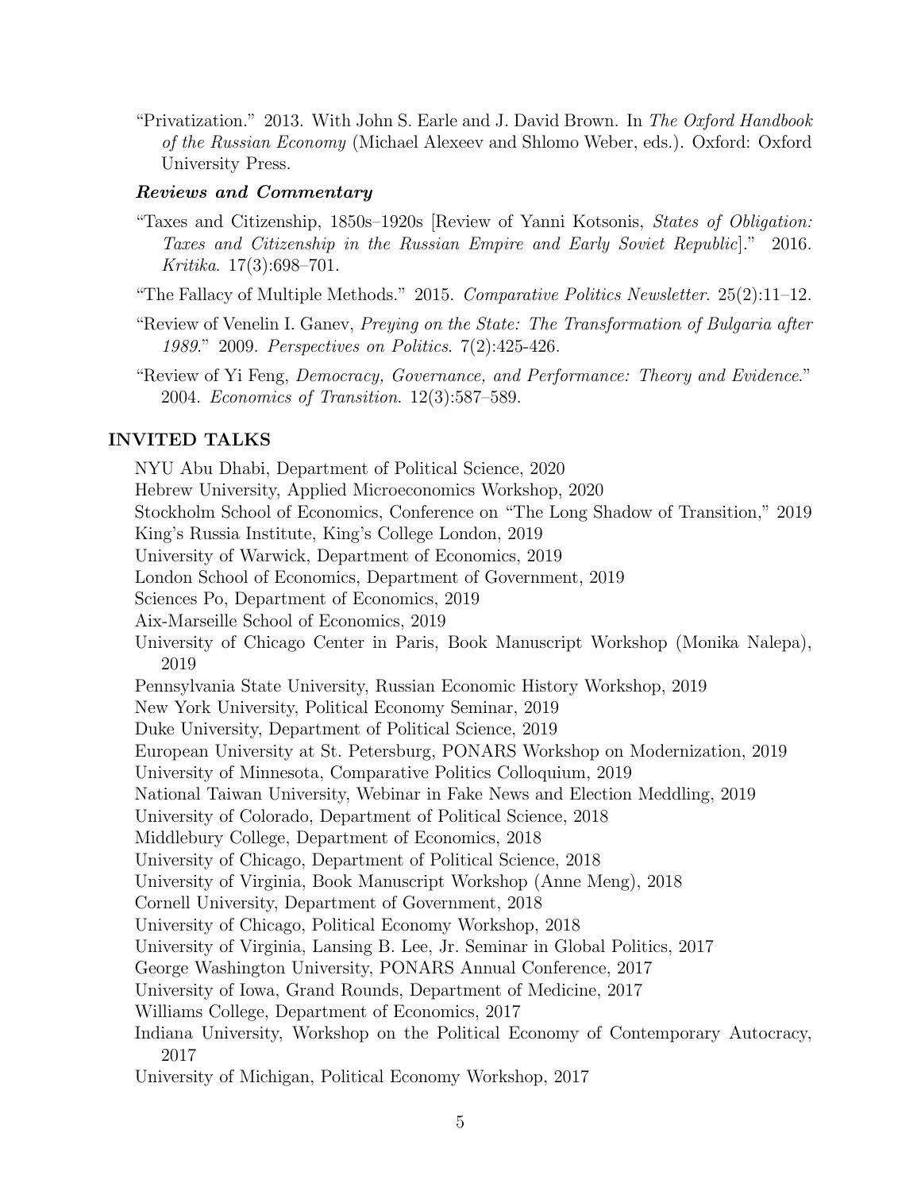"Privatization." 2013. With John S. Earle and J. David Brown. In *The Oxford Handbook of the Russian Economy* (Michael Alexeev and Shlomo Weber, eds.). Oxford: Oxford University Press.

### *Reviews and Commentary*

"Taxes and Citizenship, 1850s–1920s [Review of Yanni Kotsonis, *States of Obligation: Taxes and Citizenship in the Russian Empire and Early Soviet Republic*]." 2016. *Kritika*. 17(3):698–701.

"The Fallacy of Multiple Methods." 2015. *Comparative Politics Newsletter*. 25(2):11–12.

"Review of Venelin I. Ganev, *Preying on the State: The Transformation of Bulgaria after 1989*." 2009. *Perspectives on Politics*. 7(2):425-426.

"Review of Yi Feng, *Democracy, Governance, and Performance: Theory and Evidence*." 2004. *Economics of Transition*. 12(3):587–589.

## INVITED TALKS

NYU Abu Dhabi, Department of Political Science, 2020
Hebrew University, Applied Microeconomics Workshop, 2020
Stockholm School of Economics, Conference on "The Long Shadow of Transition," 2019
King's Russia Institute, King's College London, 2019
University of Warwick, Department of Economics, 2019
London School of Economics, Department of Government, 2019
Sciences Po, Department of Economics, 2019
Aix-Marseille School of Economics, 2019
University of Chicago Center in Paris, Book Manuscript Workshop (Monika Nalepa), 2019
Pennsylvania State University, Russian Economic History Workshop, 2019
New York University, Political Economy Seminar, 2019
Duke University, Department of Political Science, 2019
European University at St. Petersburg, PONARS Workshop on Modernization, 2019
University of Minnesota, Comparative Politics Colloquium, 2019
National Taiwan University, Webinar in Fake News and Election Meddling, 2019
University of Colorado, Department of Political Science, 2018
Middlebury College, Department of Economics, 2018
University of Chicago, Department of Political Science, 2018
University of Virginia, Book Manuscript Workshop (Anne Meng), 2018
Cornell University, Department of Government, 2018
University of Chicago, Political Economy Workshop, 2018
University of Virginia, Lansing B. Lee, Jr. Seminar in Global Politics, 2017
George Washington University, PONARS Annual Conference, 2017
University of Iowa, Grand Rounds, Department of Medicine, 2017
Williams College, Department of Economics, 2017
Indiana University, Workshop on the Political Economy of Contemporary Autocracy, 2017
University of Michigan, Political Economy Workshop, 2017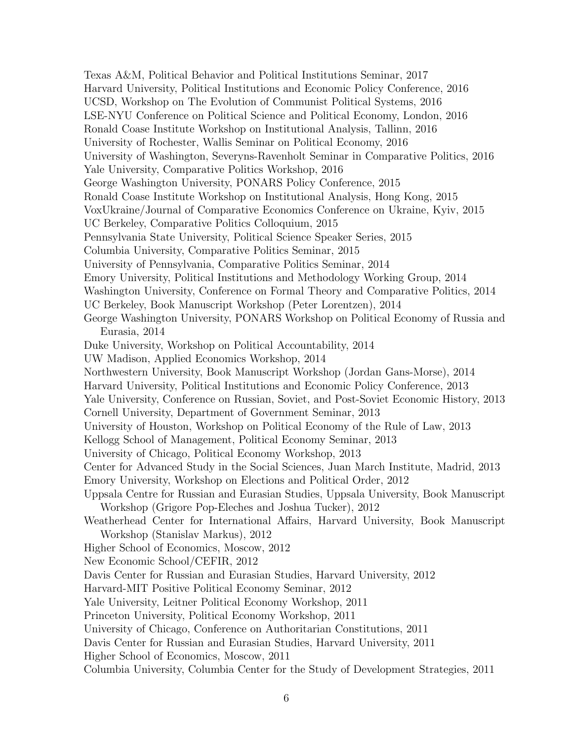Texas A&M, Political Behavior and Political Institutions Seminar, 2017
Harvard University, Political Institutions and Economic Policy Conference, 2016
UCSD, Workshop on The Evolution of Communist Political Systems, 2016
LSE-NYU Conference on Political Science and Political Economy, London, 2016
Ronald Coase Institute Workshop on Institutional Analysis, Tallinn, 2016
University of Rochester, Wallis Seminar on Political Economy, 2016
University of Washington, Severyns-Ravenholt Seminar in Comparative Politics, 2016
Yale University, Comparative Politics Workshop, 2016
George Washington University, PONARS Policy Conference, 2015
Ronald Coase Institute Workshop on Institutional Analysis, Hong Kong, 2015
VoxUkraine/Journal of Comparative Economics Conference on Ukraine, Kyiv, 2015
UC Berkeley, Comparative Politics Colloquium, 2015
Pennsylvania State University, Political Science Speaker Series, 2015
Columbia University, Comparative Politics Seminar, 2015
University of Pennsylvania, Comparative Politics Seminar, 2014
Emory University, Political Institutions and Methodology Working Group, 2014
Washington University, Conference on Formal Theory and Comparative Politics, 2014
UC Berkeley, Book Manuscript Workshop (Peter Lorentzen), 2014
George Washington University, PONARS Workshop on Political Economy of Russia and Eurasia, 2014
Duke University, Workshop on Political Accountability, 2014
UW Madison, Applied Economics Workshop, 2014
Northwestern University, Book Manuscript Workshop (Jordan Gans-Morse), 2014
Harvard University, Political Institutions and Economic Policy Conference, 2013
Yale University, Conference on Russian, Soviet, and Post-Soviet Economic History, 2013
Cornell University, Department of Government Seminar, 2013
University of Houston, Workshop on Political Economy of the Rule of Law, 2013
Kellogg School of Management, Political Economy Seminar, 2013
University of Chicago, Political Economy Workshop, 2013
Center for Advanced Study in the Social Sciences, Juan March Institute, Madrid, 2013
Emory University, Workshop on Elections and Political Order, 2012
Uppsala Centre for Russian and Eurasian Studies, Uppsala University, Book Manuscript Workshop (Grigore Pop-Eleches and Joshua Tucker), 2012
Weatherhead Center for International Affairs, Harvard University, Book Manuscript Workshop (Stanislav Markus), 2012
Higher School of Economics, Moscow, 2012
New Economic School/CEFIR, 2012
Davis Center for Russian and Eurasian Studies, Harvard University, 2012
Harvard-MIT Positive Political Economy Seminar, 2012
Yale University, Leitner Political Economy Workshop, 2011
Princeton University, Political Economy Workshop, 2011
University of Chicago, Conference on Authoritarian Constitutions, 2011
Davis Center for Russian and Eurasian Studies, Harvard University, 2011
Higher School of Economics, Moscow, 2011
Columbia University, Columbia Center for the Study of Development Strategies, 2011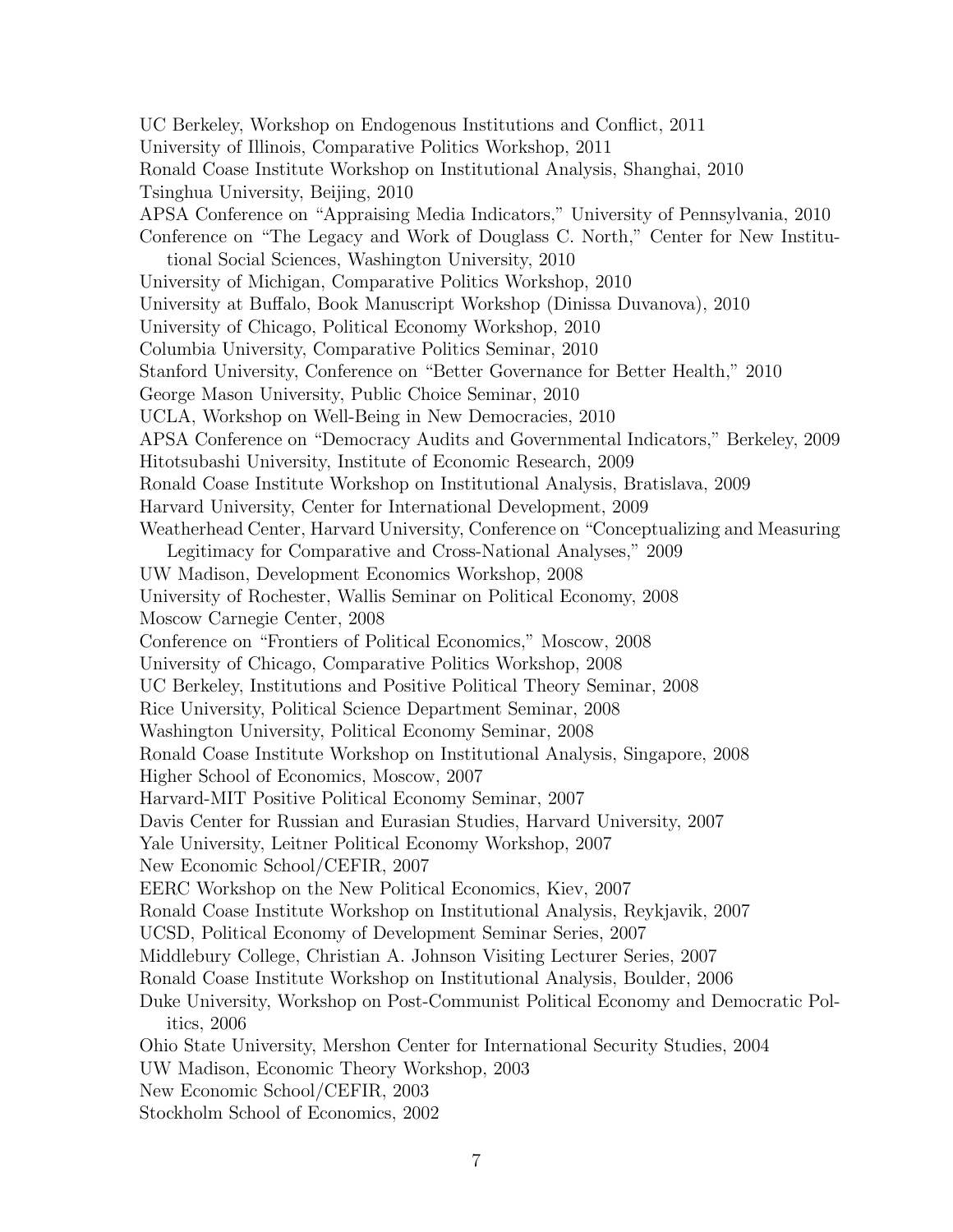UC Berkeley, Workshop on Endogenous Institutions and Conflict, 2011
University of Illinois, Comparative Politics Workshop, 2011
Ronald Coase Institute Workshop on Institutional Analysis, Shanghai, 2010
Tsinghua University, Beijing, 2010
APSA Conference on "Appraising Media Indicators," University of Pennsylvania, 2010
Conference on "The Legacy and Work of Douglass C. North," Center for New Institutional Social Sciences, Washington University, 2010
University of Michigan, Comparative Politics Workshop, 2010
University at Buffalo, Book Manuscript Workshop (Dinissa Duvanova), 2010
University of Chicago, Political Economy Workshop, 2010
Columbia University, Comparative Politics Seminar, 2010
Stanford University, Conference on "Better Governance for Better Health," 2010
George Mason University, Public Choice Seminar, 2010
UCLA, Workshop on Well-Being in New Democracies, 2010
APSA Conference on "Democracy Audits and Governmental Indicators," Berkeley, 2009
Hitotsubashi University, Institute of Economic Research, 2009
Ronald Coase Institute Workshop on Institutional Analysis, Bratislava, 2009
Harvard University, Center for International Development, 2009
Weatherhead Center, Harvard University, Conference on "Conceptualizing and Measuring Legitimacy for Comparative and Cross-National Analyses," 2009
UW Madison, Development Economics Workshop, 2008
University of Rochester, Wallis Seminar on Political Economy, 2008
Moscow Carnegie Center, 2008
Conference on "Frontiers of Political Economics," Moscow, 2008
University of Chicago, Comparative Politics Workshop, 2008
UC Berkeley, Institutions and Positive Political Theory Seminar, 2008
Rice University, Political Science Department Seminar, 2008
Washington University, Political Economy Seminar, 2008
Ronald Coase Institute Workshop on Institutional Analysis, Singapore, 2008
Higher School of Economics, Moscow, 2007
Harvard-MIT Positive Political Economy Seminar, 2007
Davis Center for Russian and Eurasian Studies, Harvard University, 2007
Yale University, Leitner Political Economy Workshop, 2007
New Economic School/CEFIR, 2007
EERC Workshop on the New Political Economics, Kiev, 2007
Ronald Coase Institute Workshop on Institutional Analysis, Reykjavik, 2007
UCSD, Political Economy of Development Seminar Series, 2007
Middlebury College, Christian A. Johnson Visiting Lecturer Series, 2007
Ronald Coase Institute Workshop on Institutional Analysis, Boulder, 2006
Duke University, Workshop on Post-Communist Political Economy and Democratic Politics, 2006
Ohio State University, Mershon Center for International Security Studies, 2004
UW Madison, Economic Theory Workshop, 2003
New Economic School/CEFIR, 2003
Stockholm School of Economics, 2002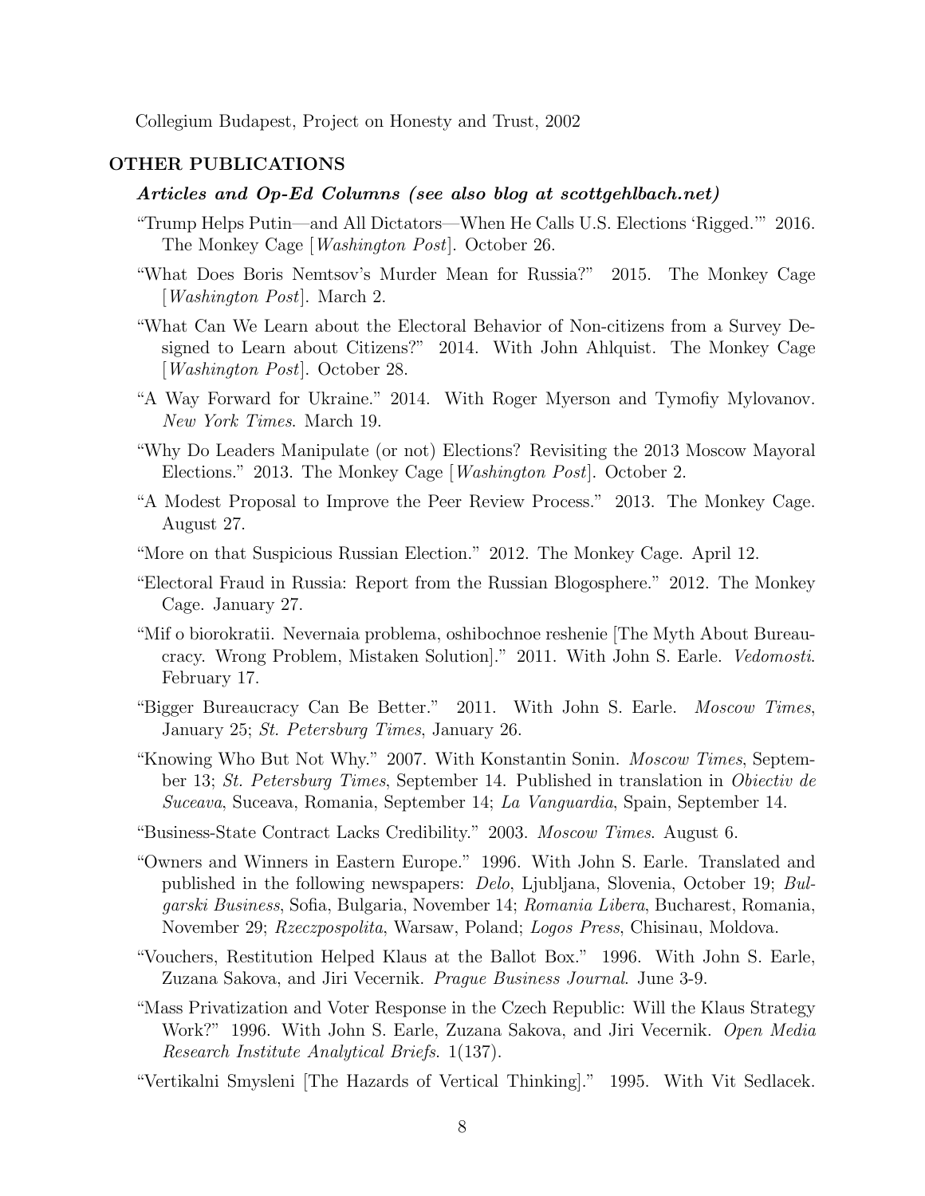Collegium Budapest, Project on Honesty and Trust, 2002

## OTHER PUBLICATIONS

### *Articles and Op-Ed Columns (see also blog at scottgehlbach.net)*

“Trump Helps Putin—and All Dictators—When He Calls U.S. Elections ‘Rigged.’” 2016. The Monkey Cage [*Washington Post*]. October 26.

“What Does Boris Nemtsov’s Murder Mean for Russia?” 2015. The Monkey Cage [*Washington Post*]. March 2.

“What Can We Learn about the Electoral Behavior of Non-citizens from a Survey Designed to Learn about Citizens?” 2014. With John Ahlquist. The Monkey Cage [*Washington Post*]. October 28.

“A Way Forward for Ukraine.” 2014. With Roger Myerson and Tymofiy Mylovanov. *New York Times*. March 19.

“Why Do Leaders Manipulate (or not) Elections? Revisiting the 2013 Moscow Mayoral Elections.” 2013. The Monkey Cage [*Washington Post*]. October 2.

“A Modest Proposal to Improve the Peer Review Process.” 2013. The Monkey Cage. August 27.

“More on that Suspicious Russian Election.” 2012. The Monkey Cage. April 12.

“Electoral Fraud in Russia: Report from the Russian Blogosphere.” 2012. The Monkey Cage. January 27.

“Mif o biorokratii. Nevernaia problema, oshibochnoe reshenie [The Myth About Bureaucracy. Wrong Problem, Mistaken Solution].” 2011. With John S. Earle. *Vedomosti*. February 17.

“Bigger Bureaucracy Can Be Better.” 2011. With John S. Earle. *Moscow Times*, January 25; *St. Petersburg Times*, January 26.

“Knowing Who But Not Why.” 2007. With Konstantin Sonin. *Moscow Times*, September 13; *St. Petersburg Times*, September 14. Published in translation in *Obiectiv de Suceava*, Suceava, Romania, September 14; *La Vanguardia*, Spain, September 14.

“Business-State Contract Lacks Credibility.” 2003. *Moscow Times*. August 6.

“Owners and Winners in Eastern Europe.” 1996. With John S. Earle. Translated and published in the following newspapers: *Delo*, Ljubljana, Slovenia, October 19; *Bulgarski Business*, Sofia, Bulgaria, November 14; *Romania Libera*, Bucharest, Romania, November 29; *Rzeczpospolita*, Warsaw, Poland; *Logos Press*, Chisinau, Moldova.

“Vouchers, Restitution Helped Klaus at the Ballot Box.” 1996. With John S. Earle, Zuzana Sakova, and Jiri Vecernik. *Prague Business Journal*. June 3-9.

“Mass Privatization and Voter Response in the Czech Republic: Will the Klaus Strategy Work?” 1996. With John S. Earle, Zuzana Sakova, and Jiri Vecernik. *Open Media Research Institute Analytical Briefs*. 1(137).

“Vertikalni Smysleni [The Hazards of Vertical Thinking].” 1995. With Vit Sedlacek.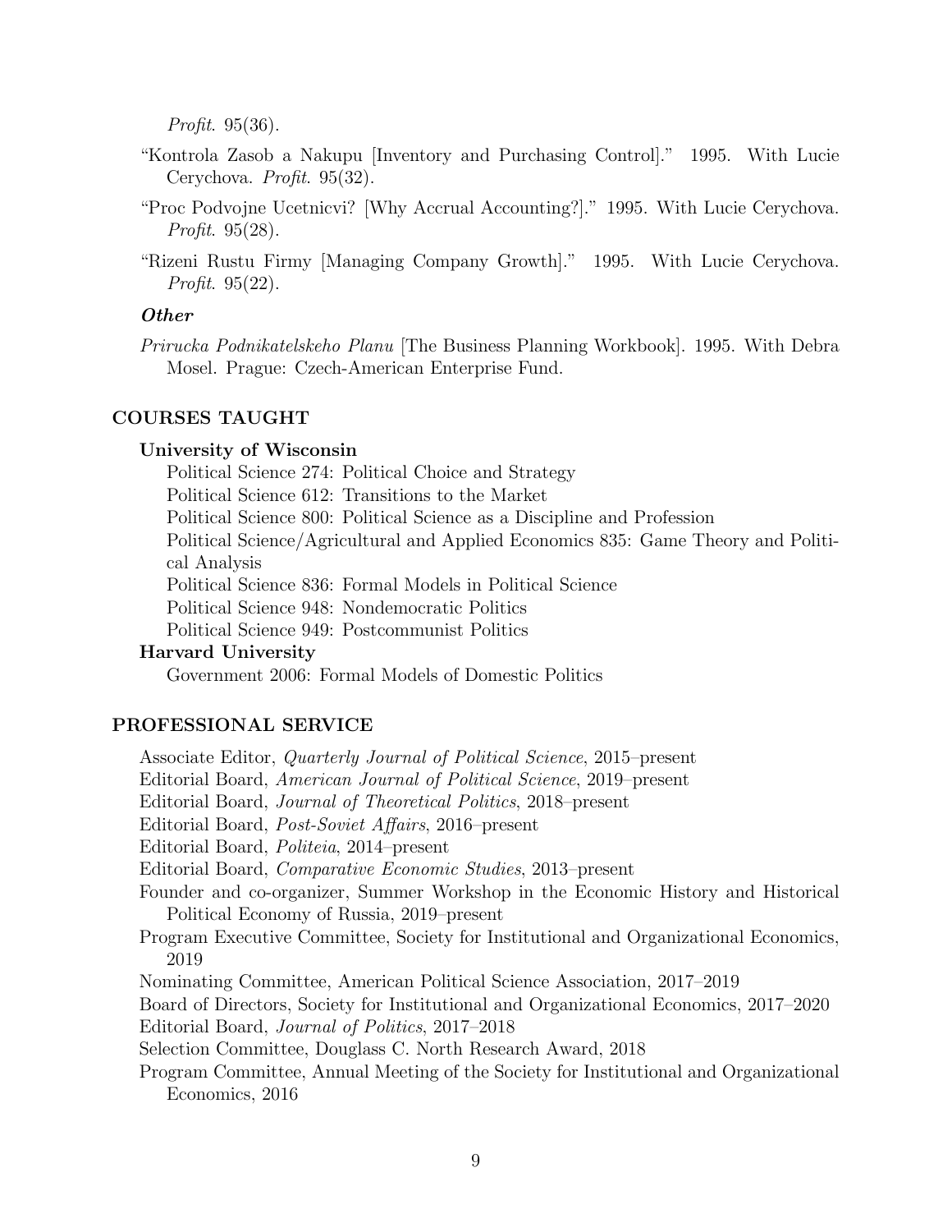*Profit*. 95(36).

"Kontrola Zasob a Nakupu [Inventory and Purchasing Control]." 1995. With Lucie Cerychova. *Profit*. 95(32).

"Proc Podvojne Ucetnicvi? [Why Accrual Accounting?]." 1995. With Lucie Cerychova. *Profit*. 95(28).

"Rizeni Rustu Firmy [Managing Company Growth]." 1995. With Lucie Cerychova. *Profit*. 95(22).

***Other***

*Prirucka Podnikatelskeho Planu* [The Business Planning Workbook]. 1995. With Debra Mosel. Prague: Czech-American Enterprise Fund.

## COURSES TAUGHT

**University of Wisconsin**

Political Science 274: Political Choice and Strategy
Political Science 612: Transitions to the Market
Political Science 800: Political Science as a Discipline and Profession
Political Science/Agricultural and Applied Economics 835: Game Theory and Political Analysis
Political Science 836: Formal Models in Political Science
Political Science 948: Nondemocratic Politics
Political Science 949: Postcommunist Politics

**Harvard University**

Government 2006: Formal Models of Domestic Politics

## PROFESSIONAL SERVICE

Associate Editor, *Quarterly Journal of Political Science*, 2015–present
Editorial Board, *American Journal of Political Science*, 2019–present
Editorial Board, *Journal of Theoretical Politics*, 2018–present
Editorial Board, *Post-Soviet Affairs*, 2016–present
Editorial Board, *Politeia*, 2014–present
Editorial Board, *Comparative Economic Studies*, 2013–present
Founder and co-organizer, Summer Workshop in the Economic History and Historical Political Economy of Russia, 2019–present
Program Executive Committee, Society for Institutional and Organizational Economics, 2019
Nominating Committee, American Political Science Association, 2017–2019
Board of Directors, Society for Institutional and Organizational Economics, 2017–2020
Editorial Board, *Journal of Politics*, 2017–2018
Selection Committee, Douglass C. North Research Award, 2018
Program Committee, Annual Meeting of the Society for Institutional and Organizational Economics, 2016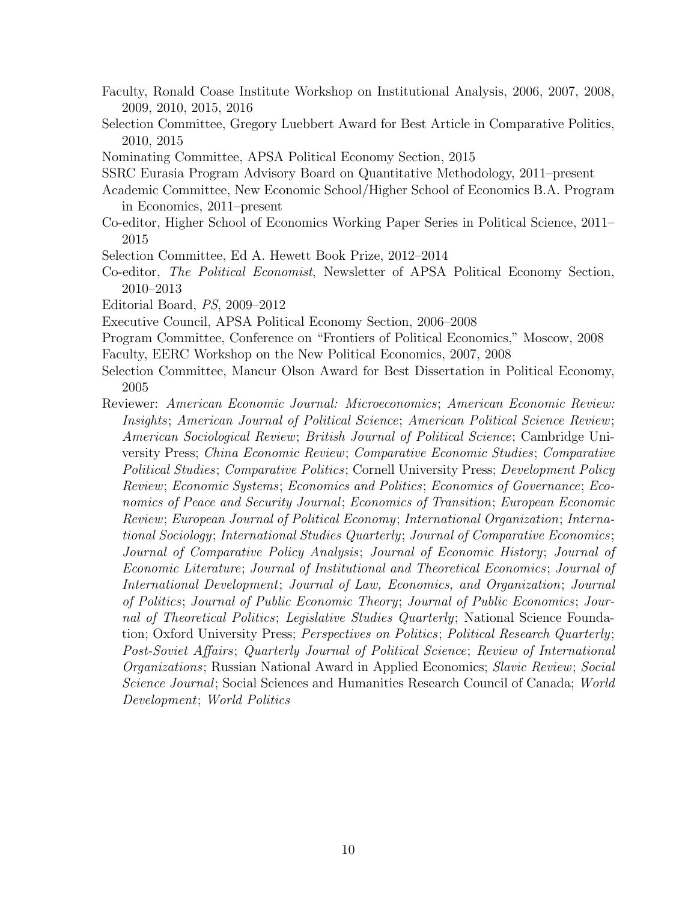Faculty, Ronald Coase Institute Workshop on Institutional Analysis, 2006, 2007, 2008, 2009, 2010, 2015, 2016

Selection Committee, Gregory Luebbert Award for Best Article in Comparative Politics, 2010, 2015

Nominating Committee, APSA Political Economy Section, 2015

SSRC Eurasia Program Advisory Board on Quantitative Methodology, 2011–present

Academic Committee, New Economic School/Higher School of Economics B.A. Program in Economics, 2011–present

Co-editor, Higher School of Economics Working Paper Series in Political Science, 2011–2015

Selection Committee, Ed A. Hewett Book Prize, 2012–2014

Co-editor, *The Political Economist*, Newsletter of APSA Political Economy Section, 2010–2013

Editorial Board, *PS*, 2009–2012

Executive Council, APSA Political Economy Section, 2006–2008

Program Committee, Conference on "Frontiers of Political Economics," Moscow, 2008

Faculty, EERC Workshop on the New Political Economics, 2007, 2008

Selection Committee, Mancur Olson Award for Best Dissertation in Political Economy, 2005

Reviewer: *American Economic Journal: Microeconomics*; *American Economic Review: Insights*; *American Journal of Political Science*; *American Political Science Review*; *American Sociological Review*; *British Journal of Political Science*; Cambridge University Press; *China Economic Review*; *Comparative Economic Studies*; *Comparative Political Studies*; *Comparative Politics*; Cornell University Press; *Development Policy Review*; *Economic Systems*; *Economics and Politics*; *Economics of Governance*; *Economics of Peace and Security Journal*; *Economics of Transition*; *European Economic Review*; *European Journal of Political Economy*; *International Organization*; *International Sociology*; *International Studies Quarterly*; *Journal of Comparative Economics*; *Journal of Comparative Policy Analysis*; *Journal of Economic History*; *Journal of Economic Literature*; *Journal of Institutional and Theoretical Economics*; *Journal of International Development*; *Journal of Law, Economics, and Organization*; *Journal of Politics*; *Journal of Public Economic Theory*; *Journal of Public Economics*; *Journal of Theoretical Politics*; *Legislative Studies Quarterly*; National Science Foundation; Oxford University Press; *Perspectives on Politics*; *Political Research Quarterly*; *Post-Soviet Affairs*; *Quarterly Journal of Political Science*; *Review of International Organizations*; Russian National Award in Applied Economics; *Slavic Review*; *Social Science Journal*; Social Sciences and Humanities Research Council of Canada; *World Development*; *World Politics*